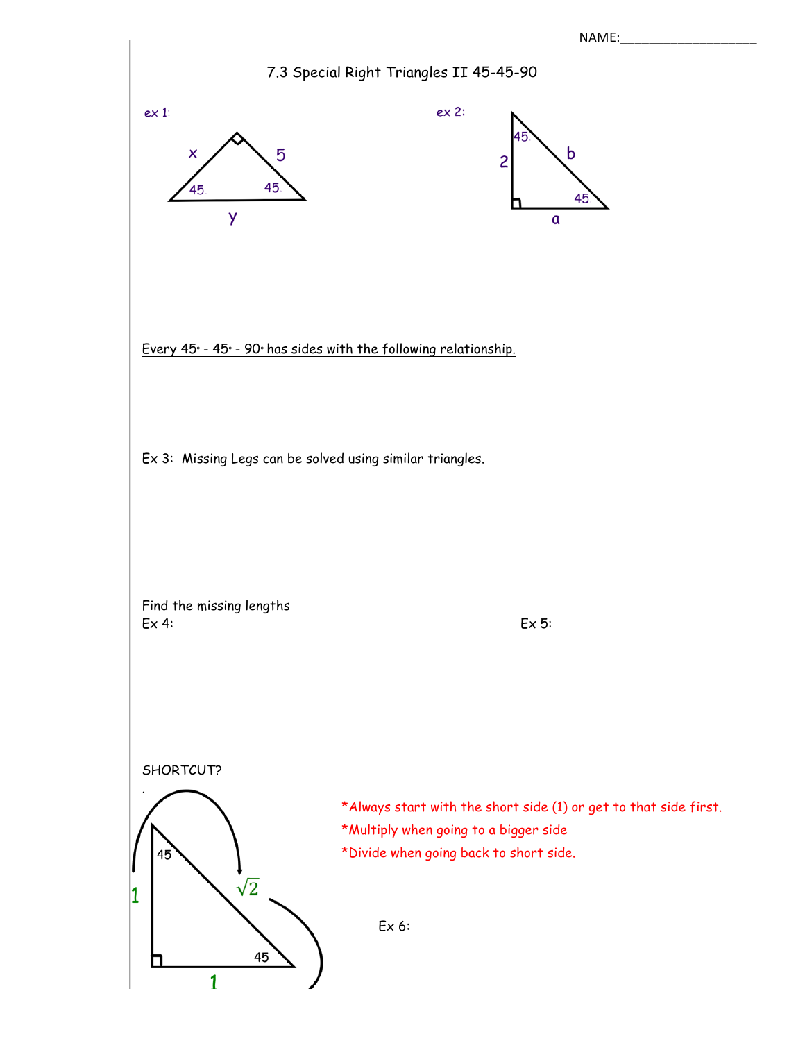NAME:___________________

# 7.3 Special Right Triangles II 45-45-90

ex 1:

x, 5, 45, 45, y

ex 2:

45, 2, b, 45, a

Every 45° - 45° - 90° has sides with the following relationship.

Ex 3: Missing Legs can be solved using similar triangles.

Find the missing lengths

Ex 4:

Ex 5:

SHORTCUT?

45, 1, $\sqrt{2}$, 45, 1

*Always start with the short side (1) or get to that side first.

*Multiply when going to a bigger side

*Divide when going back to short side.

Ex 6: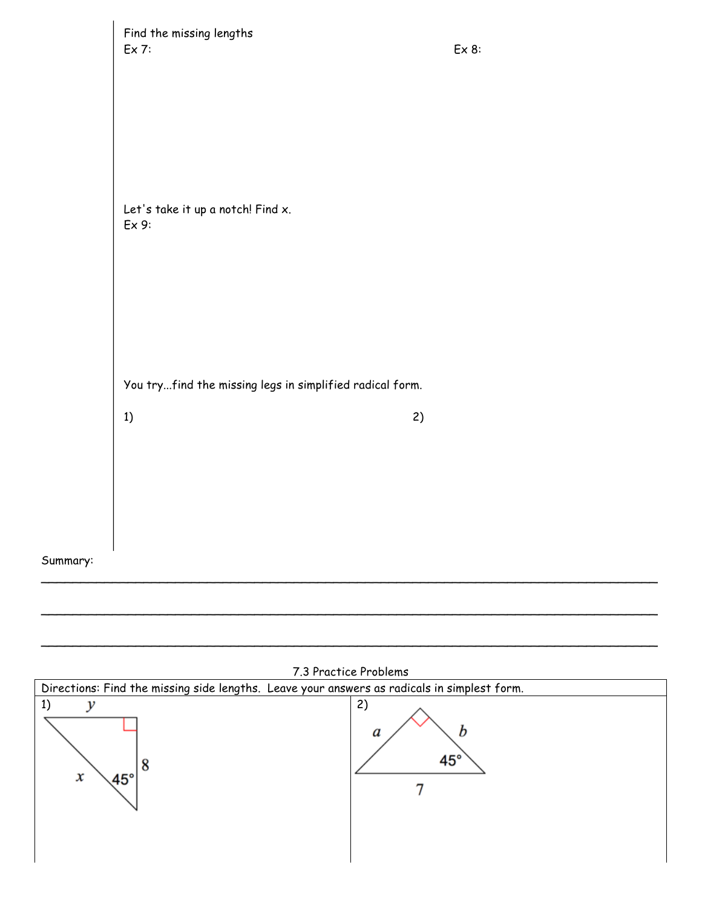Find the missing lengths

Ex 7:

Ex 8:

Let's take it up a notch! Find x.

Ex 9:

You try...find the missing legs in simplified radical form.

1)

2)

Summary:

______________________________________________________________________________

______________________________________________________________________________

______________________________________________________________________________

7.3 Practice Problems

| Directions: Find the missing side lengths. Leave your answers as radicals in simplest form. | |
|---|---|
| 1) $y$, $x$, $45°$, $8$ | 2) $a$, $b$, $45°$, $7$ |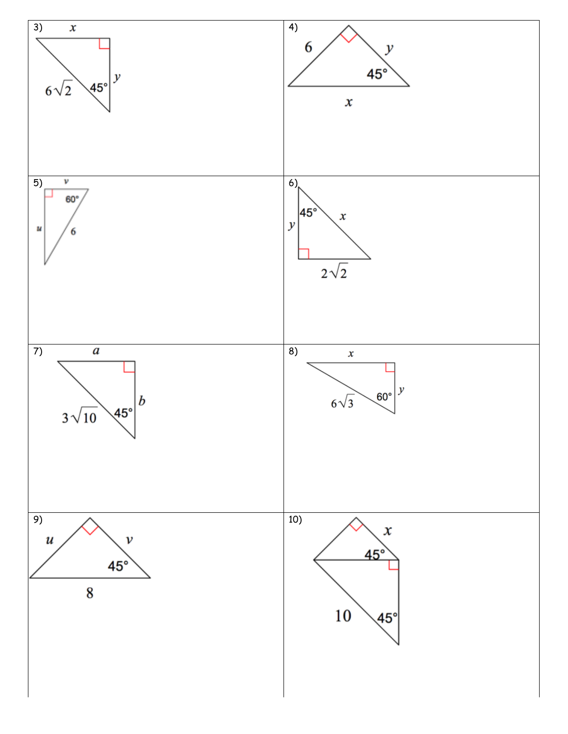| | |
|---|---|
| 3) $x$, $y$, $6\sqrt{2}$, 45° | 4) 6, $y$, 45°, $x$ |
| 5) $v$, 60°, $u$, 6 | 6) 45°, $x$, $y$, $2\sqrt{2}$ |
| 7) $a$, $b$, $3\sqrt{10}$, 45° | 8) $x$, $y$, $6\sqrt{3}$, 60° |
| 9) $u$, $v$, 45°, 8 | 10) $x$, 45°, 10, 45° |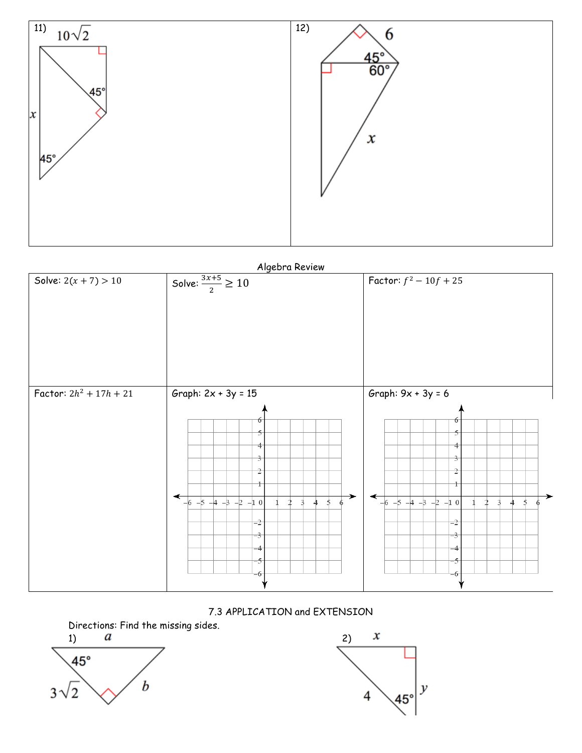11) $10\sqrt{2}$, $45°$, $x$, $45°$

12) $6$, $45°$, $60°$, $x$

Algebra Review

| Solve: $2(x+7) > 10$ | Solve: $\frac{3x+5}{2} \geq 10$ | Factor: $f^2 - 10f + 25$ |
|---|---|---|
| Factor: $2h^2 + 17h + 21$ | Graph: 2x + 3y = 15 | Graph: 9x + 3y = 6 |

7.3 APPLICATION and EXTENSION

Directions: Find the missing sides.

1) $a$, $45°$, $3\sqrt{2}$, $b$

2) $x$, $4$, $45°$, $y$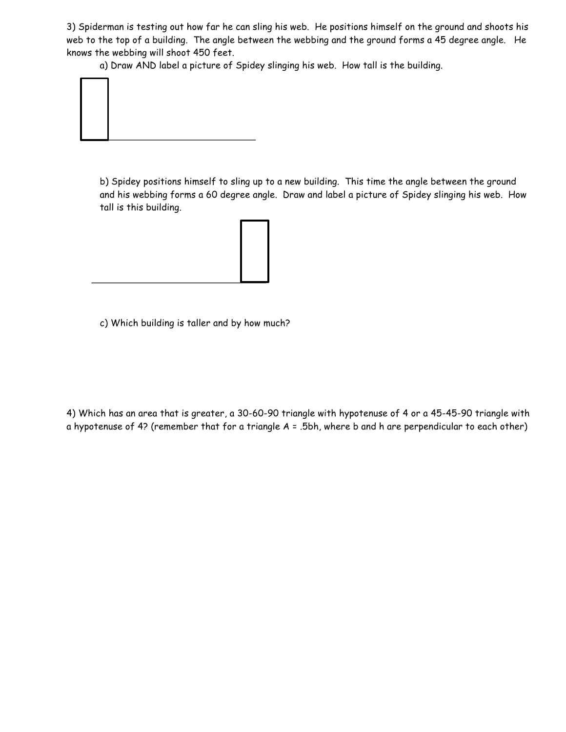3) Spiderman is testing out how far he can sling his web. He positions himself on the ground and shoots his web to the top of a building. The angle between the webbing and the ground forms a 45 degree angle. He knows the webbing will shoot 450 feet.

a) Draw AND label a picture of Spidey slinging his web. How tall is the building.

b) Spidey positions himself to sling up to a new building. This time the angle between the ground and his webbing forms a 60 degree angle. Draw and label a picture of Spidey slinging his web. How tall is this building.

c) Which building is taller and by how much?

4) Which has an area that is greater, a 30-60-90 triangle with hypotenuse of 4 or a 45-45-90 triangle with a hypotenuse of 4? (remember that for a triangle $A = .5bh$, where b and h are perpendicular to each other)